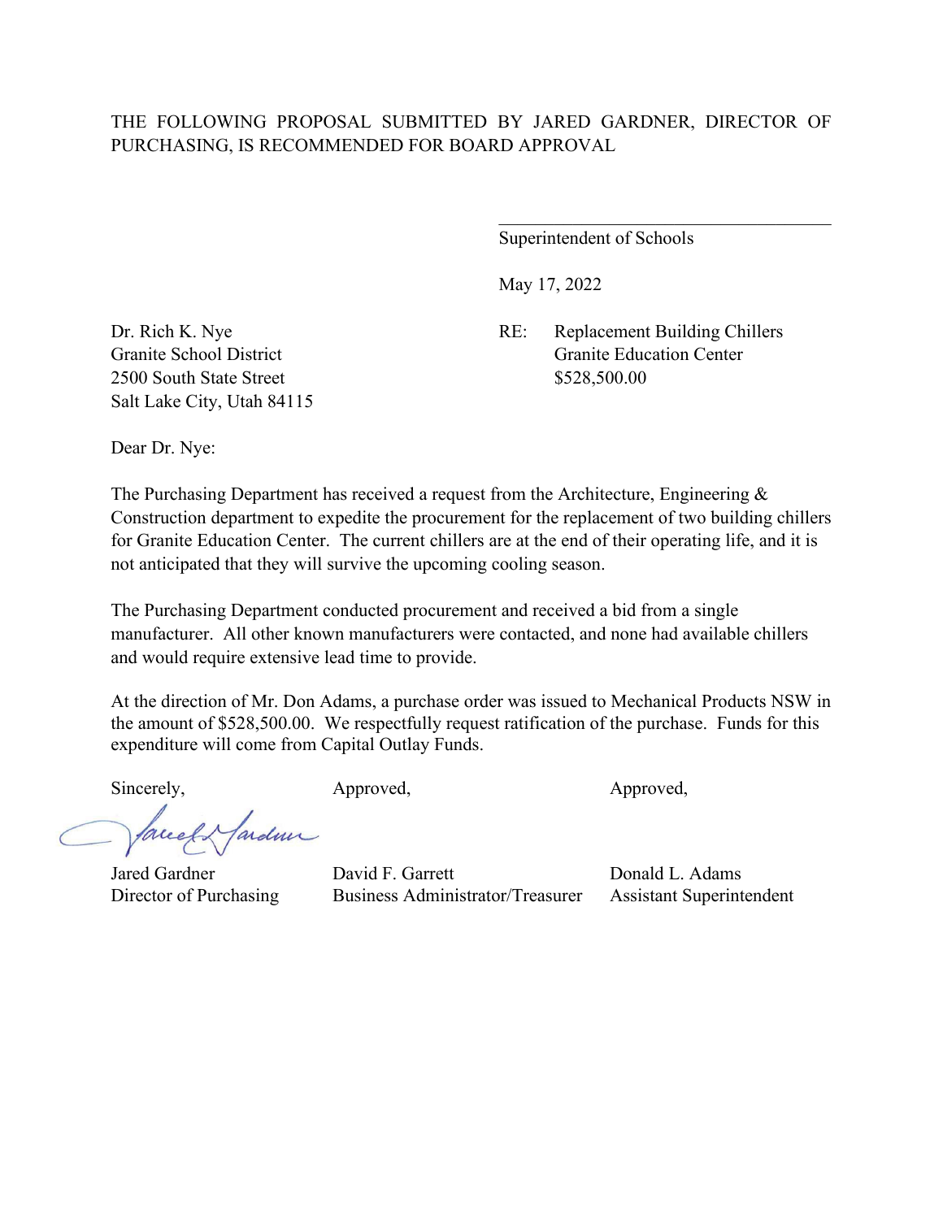THE FOLLOWING PROPOSAL SUBMITTED BY JARED GARDNER, DIRECTOR OF PURCHASING, IS RECOMMENDED FOR BOARD APPROVAL

\_\_\_\_\_\_\_\_\_\_\_\_\_\_\_\_\_\_\_\_\_\_\_\_\_\_\_\_\_\_\_\_\_\_\_\_\_\_

Superintendent of Schools

May 17, 2022

Dr. Rich K. Nye
Granite School District
2500 South State Street
Salt Lake City, Utah 84115

RE: Replacement Building Chillers
Granite Education Center
$528,500.00

Dear Dr. Nye:

The Purchasing Department has received a request from the Architecture, Engineering & Construction department to expedite the procurement for the replacement of two building chillers for Granite Education Center. The current chillers are at the end of their operating life, and it is not anticipated that they will survive the upcoming cooling season.

The Purchasing Department conducted procurement and received a bid from a single manufacturer. All other known manufacturers were contacted, and none had available chillers and would require extensive lead time to provide.

At the direction of Mr. Don Adams, a purchase order was issued to Mechanical Products NSW in the amount of $528,500.00. We respectfully request ratification of the purchase. Funds for this expenditure will come from Capital Outlay Funds.

| Sincerely, | Approved, | Approved, |
| --- | --- | --- |
| Jared Gardner | David F. Garrett | Donald L. Adams |
| Director of Purchasing | Business Administrator/Treasurer | Assistant Superintendent |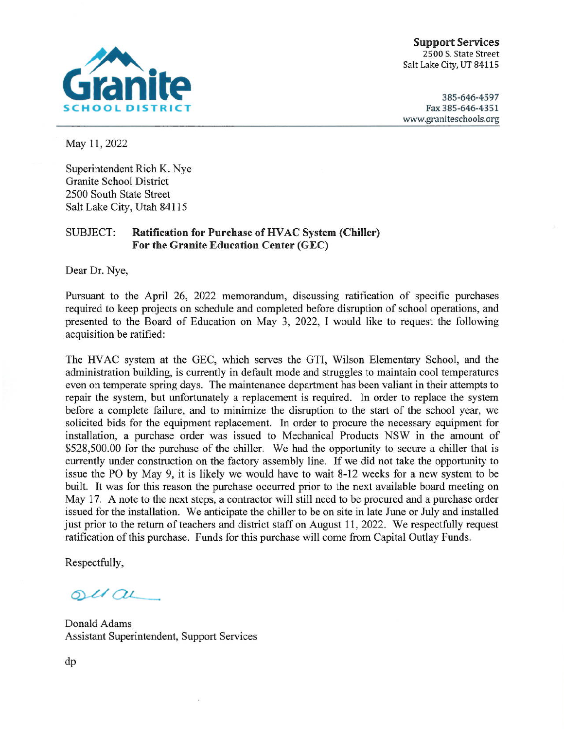**Granite**
**SCHOOL DISTRICT**

**Support Services**
2500 S. State Street
Salt Lake City, UT 84115

385-646-4597
Fax 385-646-4351
www.graniteschools.org

May 11, 2022

Superintendent Rich K. Nye
Granite School District
2500 South State Street
Salt Lake City, Utah 84115

SUBJECT: **Ratification for Purchase of HVAC System (Chiller) For the Granite Education Center (GEC)**

Dear Dr. Nye,

Pursuant to the April 26, 2022 memorandum, discussing ratification of specific purchases required to keep projects on schedule and completed before disruption of school operations, and presented to the Board of Education on May 3, 2022, I would like to request the following acquisition be ratified:

The HVAC system at the GEC, which serves the GTI, Wilson Elementary School, and the administration building, is currently in default mode and struggles to maintain cool temperatures even on temperate spring days. The maintenance department has been valiant in their attempts to repair the system, but unfortunately a replacement is required. In order to replace the system before a complete failure, and to minimize the disruption to the start of the school year, we solicited bids for the equipment replacement. In order to procure the necessary equipment for installation, a purchase order was issued to Mechanical Products NSW in the amount of $528,500.00 for the purchase of the chiller. We had the opportunity to secure a chiller that is currently under construction on the factory assembly line. If we did not take the opportunity to issue the PO by May 9, it is likely we would have to wait 8-12 weeks for a new system to be built. It was for this reason the purchase occurred prior to the next available board meeting on May 17. A note to the next steps, a contractor will still need to be procured and a purchase order issued for the installation. We anticipate the chiller to be on site in late June or July and installed just prior to the return of teachers and district staff on August 11, 2022. We respectfully request ratification of this purchase. Funds for this purchase will come from Capital Outlay Funds.

Respectfully,

Donald Adams
Assistant Superintendent, Support Services

dp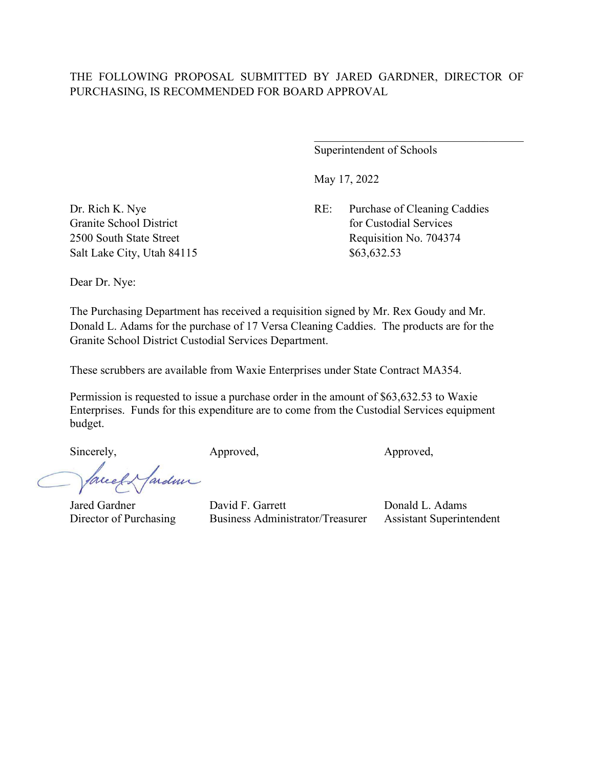THE FOLLOWING PROPOSAL SUBMITTED BY JARED GARDNER, DIRECTOR OF PURCHASING, IS RECOMMENDED FOR BOARD APPROVAL

\_\_\_\_\_\_\_\_\_\_\_\_\_\_\_\_\_\_\_\_\_\_\_\_\_\_\_\_\_\_\_\_\_\_\_\_

Superintendent of Schools

May 17, 2022

Dr. Rich K. Nye
Granite School District
2500 South State Street
Salt Lake City, Utah 84115

RE: Purchase of Cleaning Caddies
for Custodial Services
Requisition No. 704374
$63,632.53

Dear Dr. Nye:

The Purchasing Department has received a requisition signed by Mr. Rex Goudy and Mr. Donald L. Adams for the purchase of 17 Versa Cleaning Caddies. The products are for the Granite School District Custodial Services Department.

These scrubbers are available from Waxie Enterprises under State Contract MA354.

Permission is requested to issue a purchase order in the amount of $63,632.53 to Waxie Enterprises. Funds for this expenditure are to come from the Custodial Services equipment budget.

| Sincerely, | Approved, | Approved, |
|---|---|---|
| Jared Gardner | David F. Garrett | Donald L. Adams |
| Director of Purchasing | Business Administrator/Treasurer | Assistant Superintendent |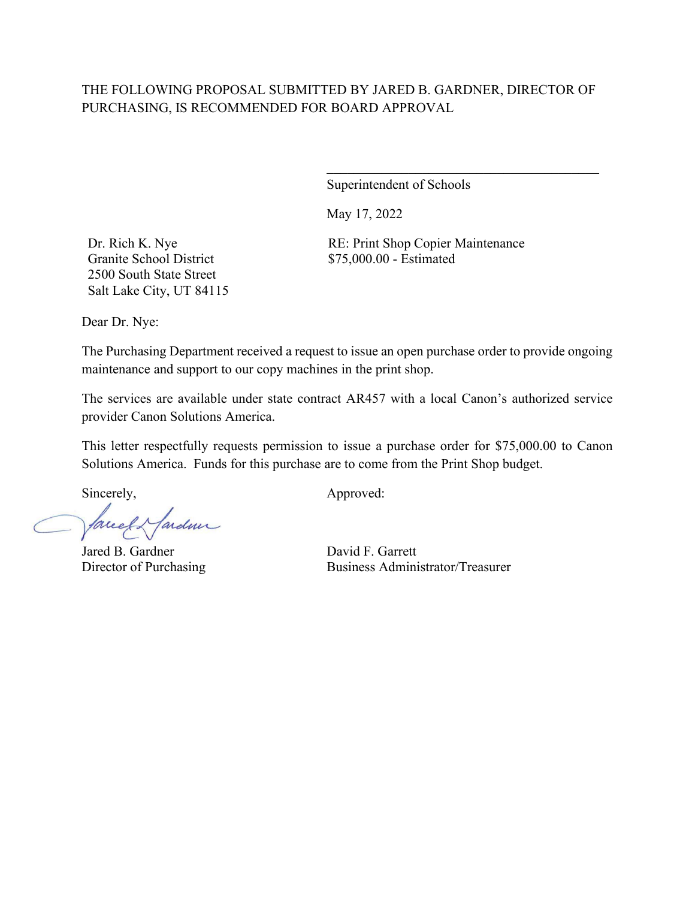THE FOLLOWING PROPOSAL SUBMITTED BY JARED B. GARDNER, DIRECTOR OF PURCHASING, IS RECOMMENDED FOR BOARD APPROVAL

\_\_\_\_\_\_\_\_\_\_\_\_\_\_\_\_\_\_\_\_\_\_\_\_\_\_\_\_\_\_\_\_\_\_\_\_\_\_\_\_

Superintendent of Schools

May 17, 2022

Dr. Rich K. Nye
Granite School District
2500 South State Street
Salt Lake City, UT 84115

RE: Print Shop Copier Maintenance
$75,000.00 - Estimated

Dear Dr. Nye:

The Purchasing Department received a request to issue an open purchase order to provide ongoing maintenance and support to our copy machines in the print shop.

The services are available under state contract AR457 with a local Canon's authorized service provider Canon Solutions America.

This letter respectfully requests permission to issue a purchase order for $75,000.00 to Canon Solutions America. Funds for this purchase are to come from the Print Shop budget.

Sincerely,

Jared B. Gardner
Director of Purchasing

Approved:

David F. Garrett
Business Administrator/Treasurer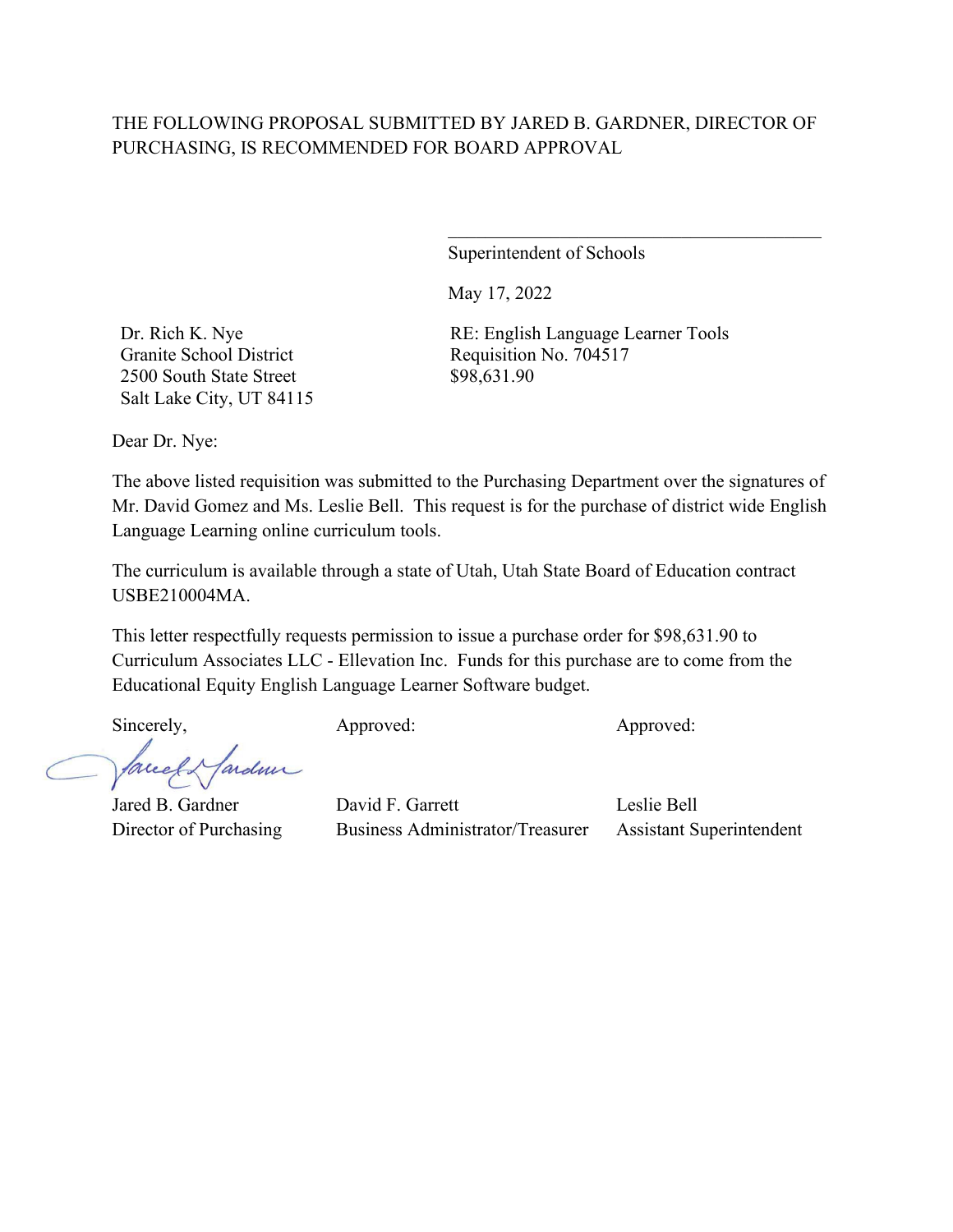THE FOLLOWING PROPOSAL SUBMITTED BY JARED B. GARDNER, DIRECTOR OF PURCHASING, IS RECOMMENDED FOR BOARD APPROVAL

\_\_\_\_\_\_\_\_\_\_\_\_\_\_\_\_\_\_\_\_\_\_\_\_\_\_\_\_\_\_\_\_\_\_\_\_

Superintendent of Schools

May 17, 2022

Dr. Rich K. Nye
Granite School District
2500 South State Street
Salt Lake City, UT 84115

RE: English Language Learner Tools
Requisition No. 704517
$98,631.90

Dear Dr. Nye:

The above listed requisition was submitted to the Purchasing Department over the signatures of Mr. David Gomez and Ms. Leslie Bell. This request is for the purchase of district wide English Language Learning online curriculum tools.

The curriculum is available through a state of Utah, Utah State Board of Education contract USBE210004MA.

This letter respectfully requests permission to issue a purchase order for $98,631.90 to Curriculum Associates LLC - Ellevation Inc. Funds for this purchase are to come from the Educational Equity English Language Learner Software budget.

| Sincerely, | Approved: | Approved: |
|---|---|---|
| Jared B. Gardner | David F. Garrett | Leslie Bell |
| Director of Purchasing | Business Administrator/Treasurer | Assistant Superintendent |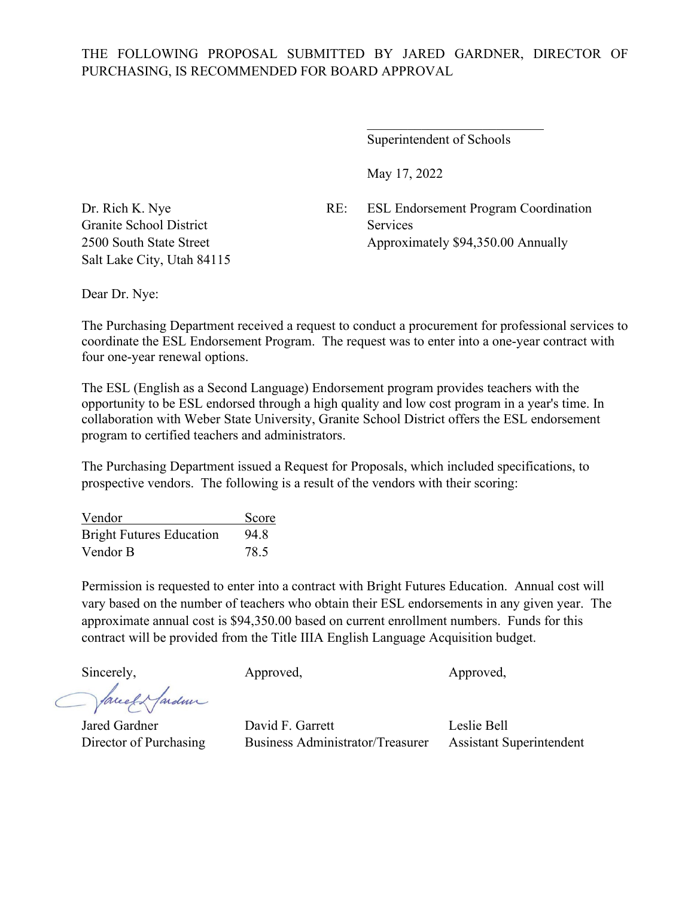THE FOLLOWING PROPOSAL SUBMITTED BY JARED GARDNER, DIRECTOR OF PURCHASING, IS RECOMMENDED FOR BOARD APPROVAL

\_\_\_\_\_\_\_\_\_\_\_\_\_\_\_\_\_\_\_\_\_\_\_\_\_\_\_\_
Superintendent of Schools

May 17, 2022

Dr. Rich K. Nye
Granite School District
2500 South State Street
Salt Lake City, Utah 84115

RE: ESL Endorsement Program Coordination Services
Approximately $94,350.00 Annually

Dear Dr. Nye:

The Purchasing Department received a request to conduct a procurement for professional services to coordinate the ESL Endorsement Program. The request was to enter into a one-year contract with four one-year renewal options.

The ESL (English as a Second Language) Endorsement program provides teachers with the opportunity to be ESL endorsed through a high quality and low cost program in a year's time. In collaboration with Weber State University, Granite School District offers the ESL endorsement program to certified teachers and administrators.

The Purchasing Department issued a Request for Proposals, which included specifications, to prospective vendors. The following is a result of the vendors with their scoring:

| Vendor | Score |
|---|---|
| Bright Futures Education | 94.8 |
| Vendor B | 78.5 |

Permission is requested to enter into a contract with Bright Futures Education. Annual cost will vary based on the number of teachers who obtain their ESL endorsements in any given year. The approximate annual cost is $94,350.00 based on current enrollment numbers. Funds for this contract will be provided from the Title IIIA English Language Acquisition budget.

| Sincerely, | Approved, | Approved, |
|---|---|---|
| Jared Gardner | David F. Garrett | Leslie Bell |
| Director of Purchasing | Business Administrator/Treasurer | Assistant Superintendent |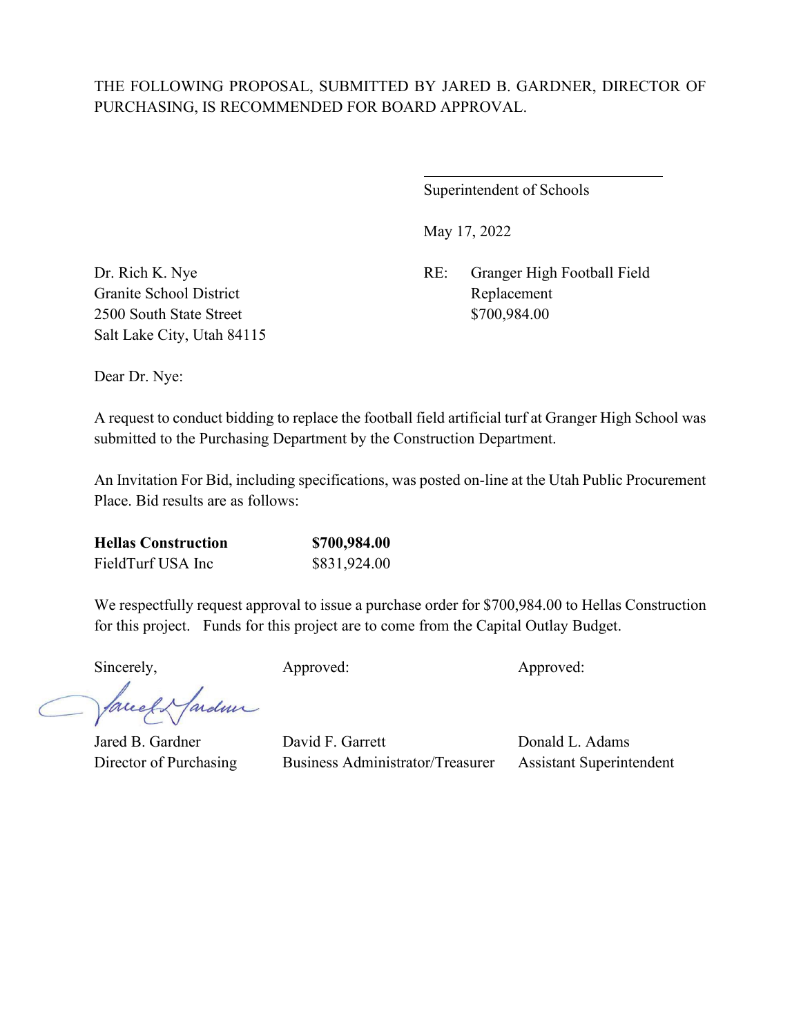THE FOLLOWING PROPOSAL, SUBMITTED BY JARED B. GARDNER, DIRECTOR OF PURCHASING, IS RECOMMENDED FOR BOARD APPROVAL.

\_\_\_\_\_\_\_\_\_\_\_\_\_\_\_\_\_\_\_\_\_\_\_\_\_\_\_\_\_\_\_\_

Superintendent of Schools

May 17, 2022

Dr. Rich K. Nye
Granite School District
2500 South State Street
Salt Lake City, Utah 84115

RE: Granger High Football Field Replacement
$700,984.00

Dear Dr. Nye:

A request to conduct bidding to replace the football field artificial turf at Granger High School was submitted to the Purchasing Department by the Construction Department.

An Invitation For Bid, including specifications, was posted on-line at the Utah Public Procurement Place. Bid results are as follows:

| | |
|---|---|
| **Hellas Construction** | **$700,984.00** |
| FieldTurf USA Inc | $831,924.00 |

We respectfully request approval to issue a purchase order for $700,984.00 to Hellas Construction for this project. Funds for this project are to come from the Capital Outlay Budget.

| Sincerely, | Approved: | Approved: |
|---|---|---|
| Jared B. Gardner | David F. Garrett | Donald L. Adams |
| Director of Purchasing | Business Administrator/Treasurer | Assistant Superintendent |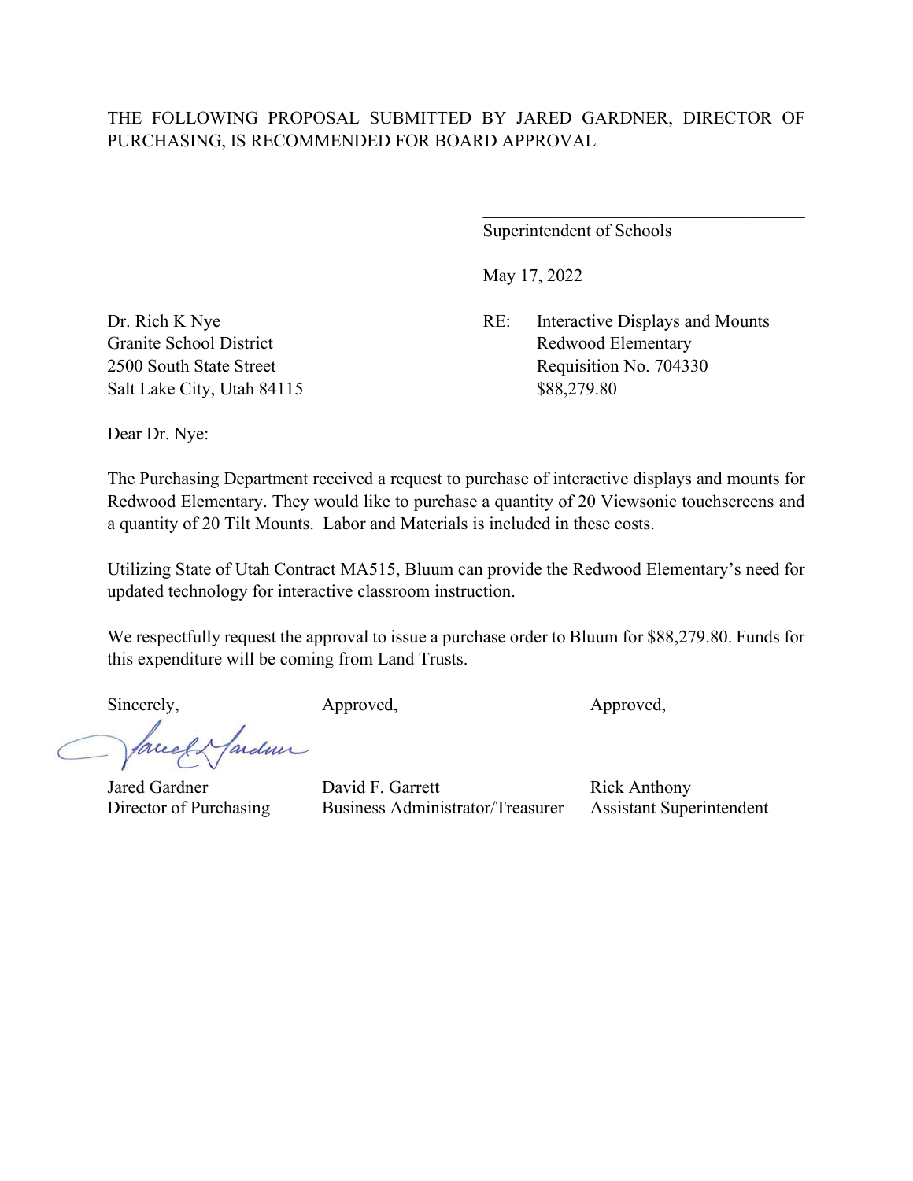THE FOLLOWING PROPOSAL SUBMITTED BY JARED GARDNER, DIRECTOR OF PURCHASING, IS RECOMMENDED FOR BOARD APPROVAL

\_\_\_\_\_\_\_\_\_\_\_\_\_\_\_\_\_\_\_\_\_\_\_\_\_\_\_\_\_\_\_\_\_\_\_\_

Superintendent of Schools

May 17, 2022

Dr. Rich K Nye
Granite School District
2500 South State Street
Salt Lake City, Utah 84115

RE: Interactive Displays and Mounts
Redwood Elementary
Requisition No. 704330
$88,279.80

Dear Dr. Nye:

The Purchasing Department received a request to purchase of interactive displays and mounts for Redwood Elementary. They would like to purchase a quantity of 20 Viewsonic touchscreens and a quantity of 20 Tilt Mounts. Labor and Materials is included in these costs.

Utilizing State of Utah Contract MA515, Bluum can provide the Redwood Elementary's need for updated technology for interactive classroom instruction.

We respectfully request the approval to issue a purchase order to Bluum for $88,279.80. Funds for this expenditure will be coming from Land Trusts.

| Sincerely, | Approved, | Approved, |
| --- | --- | --- |
| Jared Gardner | David F. Garrett | Rick Anthony |
| Director of Purchasing | Business Administrator/Treasurer | Assistant Superintendent |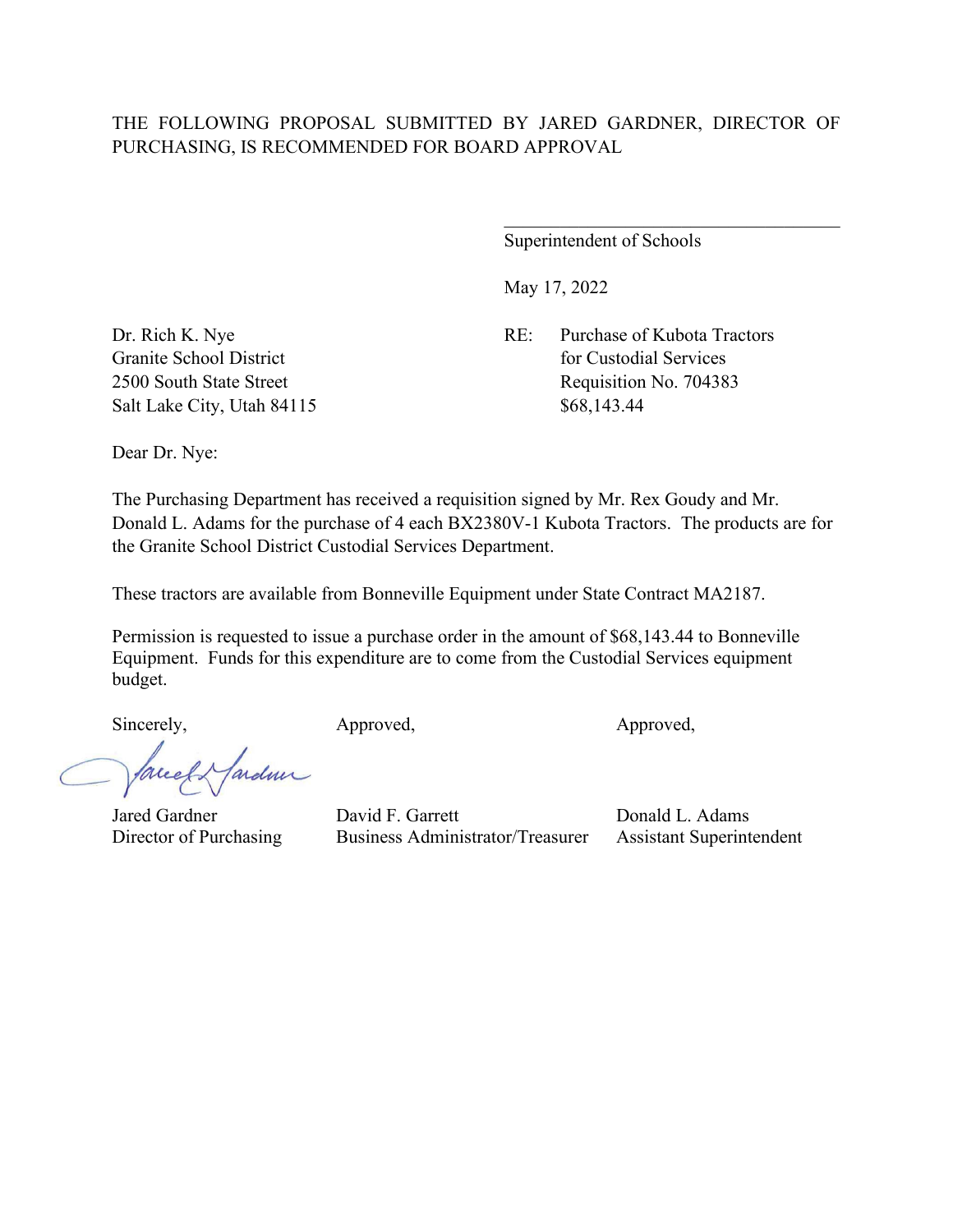THE FOLLOWING PROPOSAL SUBMITTED BY JARED GARDNER, DIRECTOR OF PURCHASING, IS RECOMMENDED FOR BOARD APPROVAL

\_\_\_\_\_\_\_\_\_\_\_\_\_\_\_\_\_\_\_\_\_\_\_\_\_\_\_\_\_\_\_\_\_\_\_\_\_\_

Superintendent of Schools

May 17, 2022

Dr. Rich K. Nye
Granite School District
2500 South State Street
Salt Lake City, Utah 84115

RE: Purchase of Kubota Tractors
for Custodial Services
Requisition No. 704383
$68,143.44

Dear Dr. Nye:

The Purchasing Department has received a requisition signed by Mr. Rex Goudy and Mr. Donald L. Adams for the purchase of 4 each BX2380V-1 Kubota Tractors. The products are for the Granite School District Custodial Services Department.

These tractors are available from Bonneville Equipment under State Contract MA2187.

Permission is requested to issue a purchase order in the amount of $68,143.44 to Bonneville Equipment. Funds for this expenditure are to come from the Custodial Services equipment budget.

Sincerely,

Jared Gardner
Director of Purchasing

Approved,

David F. Garrett
Business Administrator/Treasurer

Approved,

Donald L. Adams
Assistant Superintendent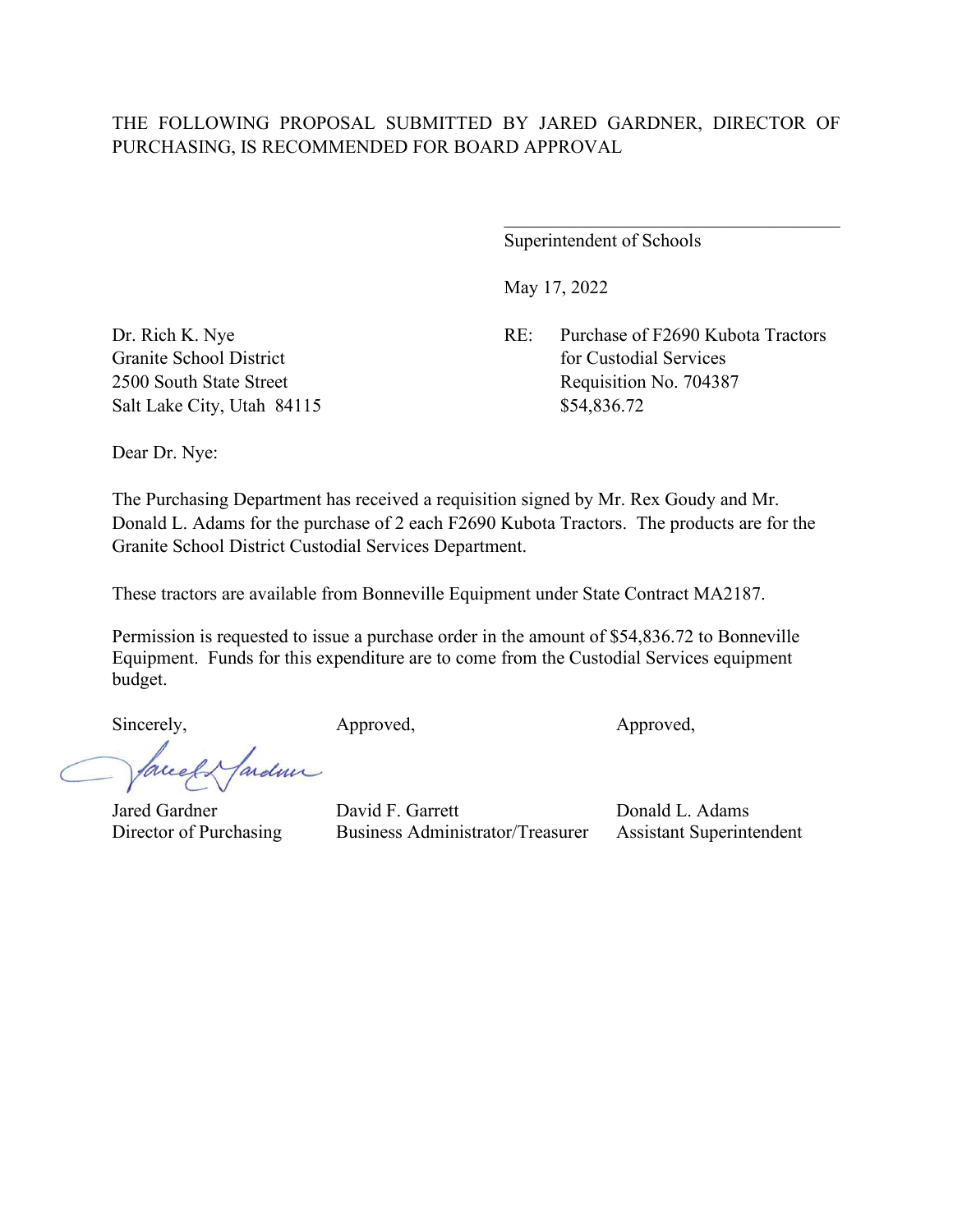THE FOLLOWING PROPOSAL SUBMITTED BY JARED GARDNER, DIRECTOR OF PURCHASING, IS RECOMMENDED FOR BOARD APPROVAL

\_\_\_\_\_\_\_\_\_\_\_\_\_\_\_\_\_\_\_\_\_\_\_\_\_\_\_\_\_\_\_\_\_\_\_\_
Superintendent of Schools

May 17, 2022

Dr. Rich K. Nye
Granite School District
2500 South State Street
Salt Lake City, Utah 84115

RE: Purchase of F2690 Kubota Tractors for Custodial Services
Requisition No. 704387
$54,836.72

Dear Dr. Nye:

The Purchasing Department has received a requisition signed by Mr. Rex Goudy and Mr. Donald L. Adams for the purchase of 2 each F2690 Kubota Tractors. The products are for the Granite School District Custodial Services Department.

These tractors are available from Bonneville Equipment under State Contract MA2187.

Permission is requested to issue a purchase order in the amount of $54,836.72 to Bonneville Equipment. Funds for this expenditure are to come from the Custodial Services equipment budget.

| Sincerely, | Approved, | Approved, |
|---|---|---|
| Jared Gardner | David F. Garrett | Donald L. Adams |
| Director of Purchasing | Business Administrator/Treasurer | Assistant Superintendent |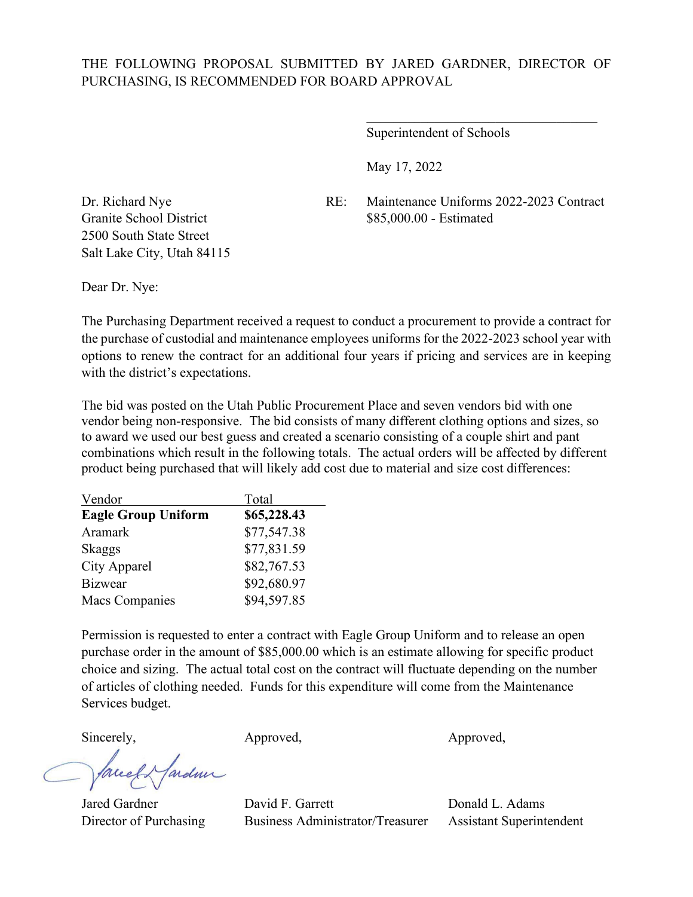THE FOLLOWING PROPOSAL SUBMITTED BY JARED GARDNER, DIRECTOR OF PURCHASING, IS RECOMMENDED FOR BOARD APPROVAL

\_\_\_\_\_\_\_\_\_\_\_\_\_\_\_\_\_\_\_\_\_\_\_\_\_\_\_\_\_\_\_\_\_\_\_

Superintendent of Schools

May 17, 2022

Dr. Richard Nye
Granite School District
2500 South State Street
Salt Lake City, Utah 84115

RE: Maintenance Uniforms 2022-2023 Contract
$85,000.00 - Estimated

Dear Dr. Nye:

The Purchasing Department received a request to conduct a procurement to provide a contract for the purchase of custodial and maintenance employees uniforms for the 2022-2023 school year with options to renew the contract for an additional four years if pricing and services are in keeping with the district's expectations.

The bid was posted on the Utah Public Procurement Place and seven vendors bid with one vendor being non-responsive. The bid consists of many different clothing options and sizes, so to award we used our best guess and created a scenario consisting of a couple shirt and pant combinations which result in the following totals. The actual orders will be affected by different product being purchased that will likely add cost due to material and size cost differences:

| Vendor | Total |
|---|---|
| **Eagle Group Uniform** | **$65,228.43** |
| Aramark | $77,547.38 |
| Skaggs | $77,831.59 |
| City Apparel | $82,767.53 |
| Bizwear | $92,680.97 |
| Macs Companies | $94,597.85 |

Permission is requested to enter a contract with Eagle Group Uniform and to release an open purchase order in the amount of $85,000.00 which is an estimate allowing for specific product choice and sizing. The actual total cost on the contract will fluctuate depending on the number of articles of clothing needed. Funds for this expenditure will come from the Maintenance Services budget.

Sincerely,

Jared Gardner
Director of Purchasing

Approved,

David F. Garrett
Business Administrator/Treasurer

Approved,

Donald L. Adams
Assistant Superintendent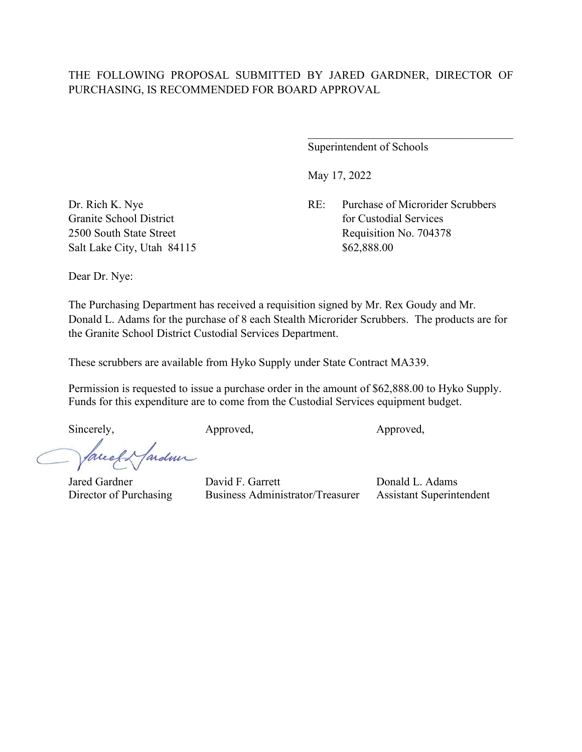THE FOLLOWING PROPOSAL SUBMITTED BY JARED GARDNER, DIRECTOR OF PURCHASING, IS RECOMMENDED FOR BOARD APPROVAL

\_\_\_\_\_\_\_\_\_\_\_\_\_\_\_\_\_\_\_\_\_\_\_\_\_\_\_\_\_\_\_\_\_\_\_\_
Superintendent of Schools

May 17, 2022

Dr. Rich K. Nye
Granite School District
2500 South State Street
Salt Lake City, Utah 84115

RE: Purchase of Microrider Scrubbers for Custodial Services
Requisition No. 704378
$62,888.00

Dear Dr. Nye:

The Purchasing Department has received a requisition signed by Mr. Rex Goudy and Mr. Donald L. Adams for the purchase of 8 each Stealth Microrider Scrubbers. The products are for the Granite School District Custodial Services Department.

These scrubbers are available from Hyko Supply under State Contract MA339.

Permission is requested to issue a purchase order in the amount of $62,888.00 to Hyko Supply. Funds for this expenditure are to come from the Custodial Services equipment budget.

| Sincerely, | Approved, | Approved, |
|---|---|---|
| Jared Gardner | David F. Garrett | Donald L. Adams |
| Director of Purchasing | Business Administrator/Treasurer | Assistant Superintendent |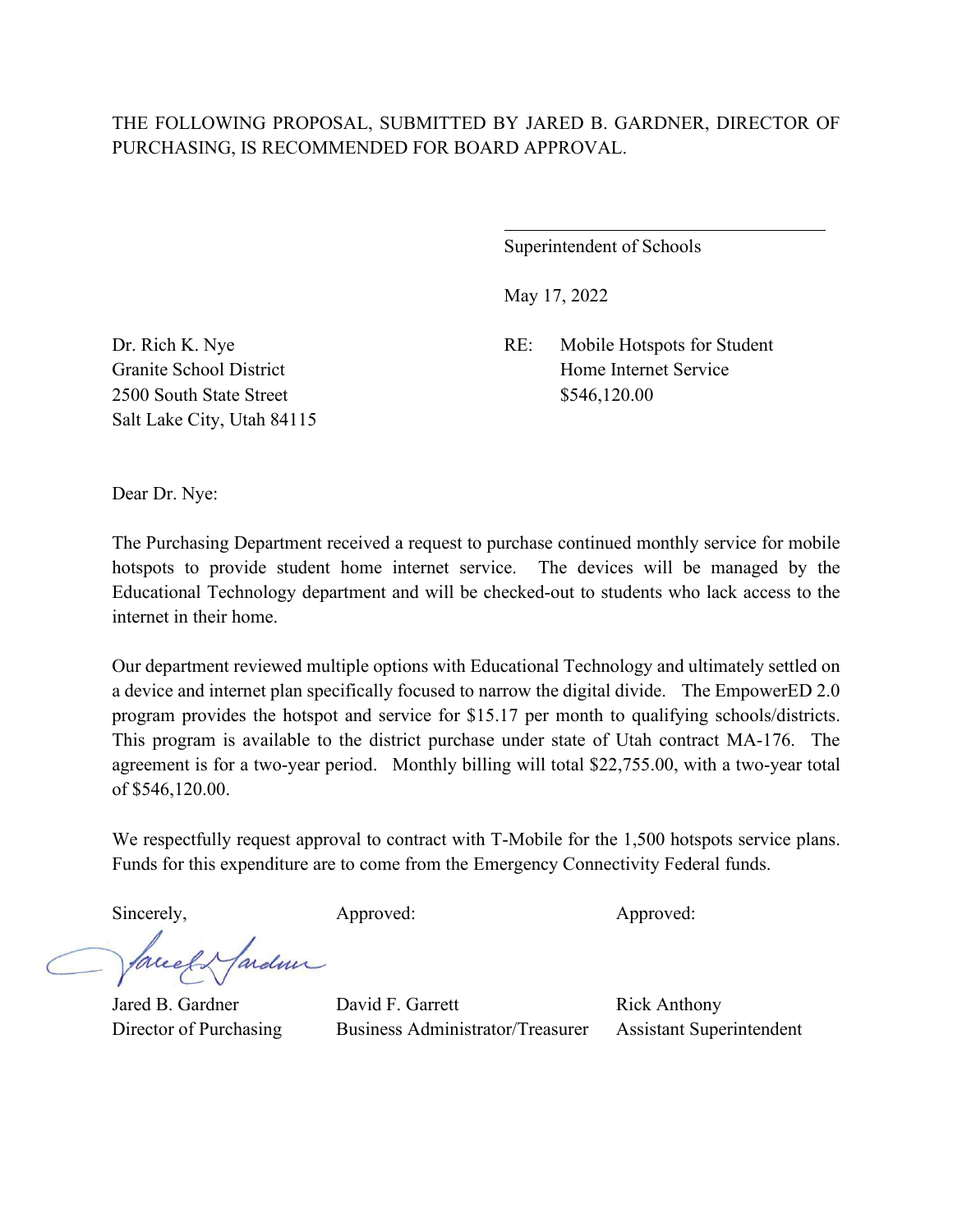THE FOLLOWING PROPOSAL, SUBMITTED BY JARED B. GARDNER, DIRECTOR OF PURCHASING, IS RECOMMENDED FOR BOARD APPROVAL.

\_\_\_\_\_\_\_\_\_\_\_\_\_\_\_\_\_\_\_\_\_\_\_\_\_\_\_\_\_\_\_\_

Superintendent of Schools

May 17, 2022

Dr. Rich K. Nye
Granite School District
2500 South State Street
Salt Lake City, Utah 84115

RE: Mobile Hotspots for Student Home Internet Service
$546,120.00

Dear Dr. Nye:

The Purchasing Department received a request to purchase continued monthly service for mobile hotspots to provide student home internet service. The devices will be managed by the Educational Technology department and will be checked-out to students who lack access to the internet in their home.

Our department reviewed multiple options with Educational Technology and ultimately settled on a device and internet plan specifically focused to narrow the digital divide. The EmpowerED 2.0 program provides the hotspot and service for $15.17 per month to qualifying schools/districts. This program is available to the district purchase under state of Utah contract MA-176. The agreement is for a two-year period. Monthly billing will total $22,755.00, with a two-year total of $546,120.00.

We respectfully request approval to contract with T-Mobile for the 1,500 hotspots service plans. Funds for this expenditure are to come from the Emergency Connectivity Federal funds.

| Sincerely, | Approved: | Approved: |
|---|---|---|
| Jared B. Gardner<br>Director of Purchasing | David F. Garrett<br>Business Administrator/Treasurer | Rick Anthony<br>Assistant Superintendent |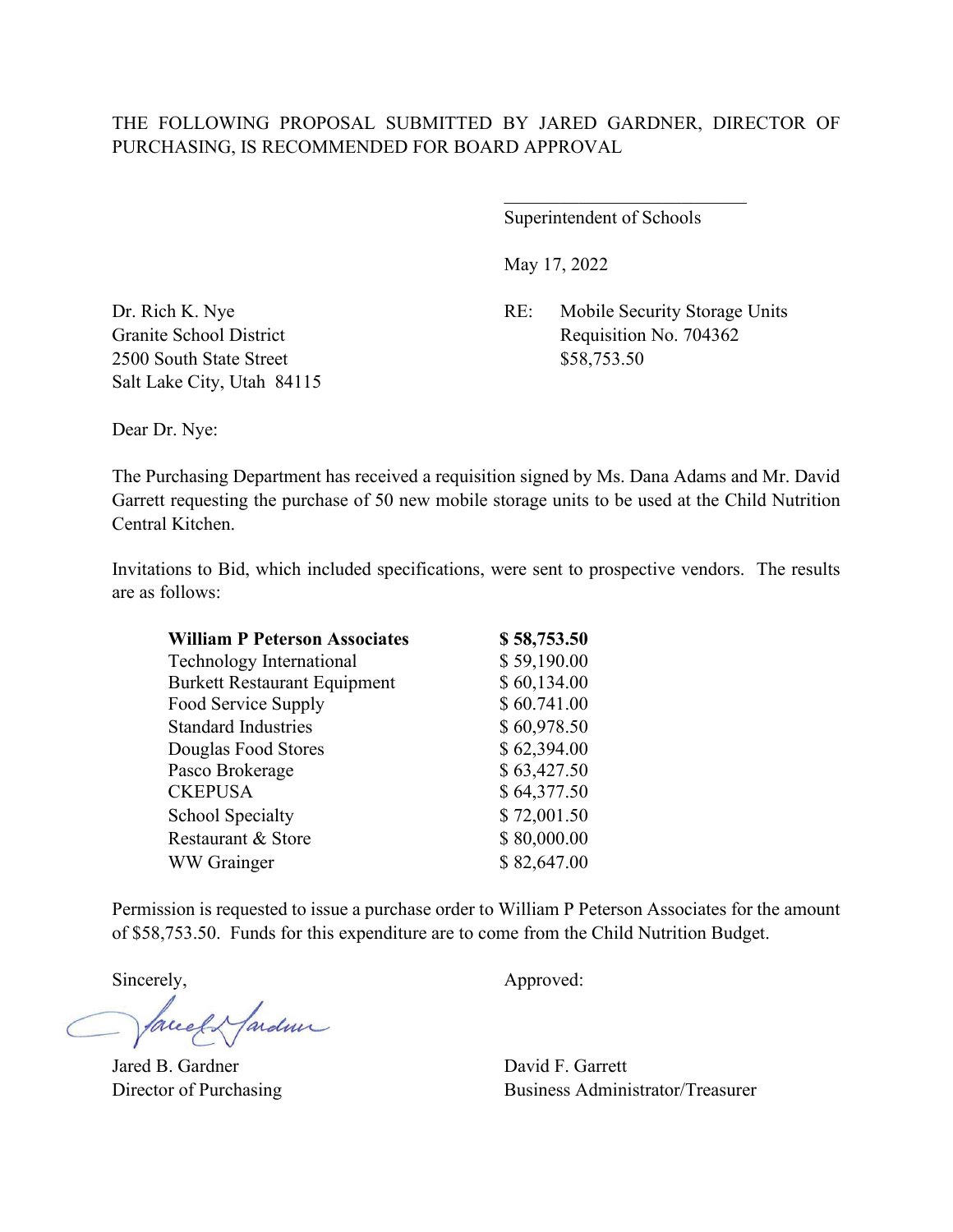THE FOLLOWING PROPOSAL SUBMITTED BY JARED GARDNER, DIRECTOR OF PURCHASING, IS RECOMMENDED FOR BOARD APPROVAL

\_\_\_\_\_\_\_\_\_\_\_\_\_\_\_\_\_\_\_\_\_\_\_\_\_\_\_\_

Superintendent of Schools

May 17, 2022

Dr. Rich K. Nye
Granite School District
2500 South State Street
Salt Lake City, Utah 84115

RE: Mobile Security Storage Units
Requisition No. 704362
$58,753.50

Dear Dr. Nye:

The Purchasing Department has received a requisition signed by Ms. Dana Adams and Mr. David Garrett requesting the purchase of 50 new mobile storage units to be used at the Child Nutrition Central Kitchen.

Invitations to Bid, which included specifications, were sent to prospective vendors. The results are as follows:

| Vendor | Amount |
|---|---|
| **William P Peterson Associates** | **$ 58,753.50** |
| Technology International | $ 59,190.00 |
| Burkett Restaurant Equipment | $ 60,134.00 |
| Food Service Supply | $ 60.741.00 |
| Standard Industries | $ 60,978.50 |
| Douglas Food Stores | $ 62,394.00 |
| Pasco Brokerage | $ 63,427.50 |
| CKEPUSA | $ 64,377.50 |
| School Specialty | $ 72,001.50 |
| Restaurant & Store | $ 80,000.00 |
| WW Grainger | $ 82,647.00 |

Permission is requested to issue a purchase order to William P Peterson Associates for the amount of $58,753.50. Funds for this expenditure are to come from the Child Nutrition Budget.

Sincerely,

Jared B. Gardner
Director of Purchasing

Approved:

David F. Garrett
Business Administrator/Treasurer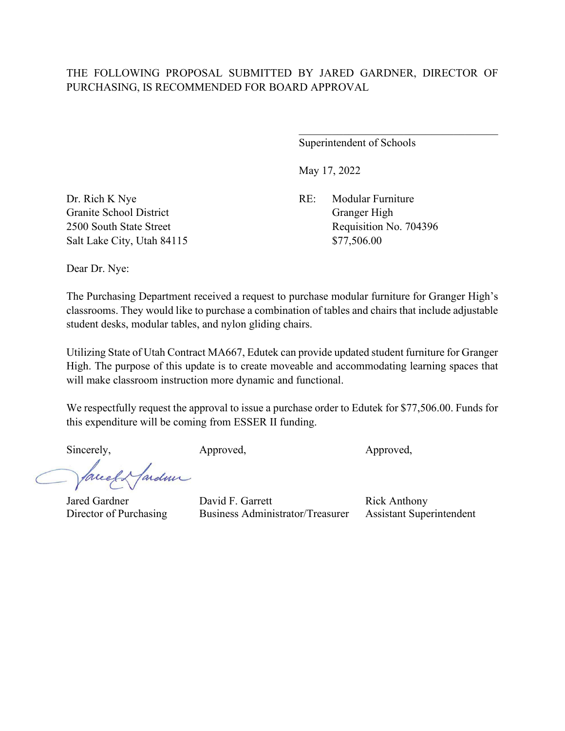THE FOLLOWING PROPOSAL SUBMITTED BY JARED GARDNER, DIRECTOR OF PURCHASING, IS RECOMMENDED FOR BOARD APPROVAL

\_\_\_\_\_\_\_\_\_\_\_\_\_\_\_\_\_\_\_\_\_\_\_\_\_\_\_\_\_\_\_\_\_\_\_\_\_\_\_\_

Superintendent of Schools

May 17, 2022

Dr. Rich K Nye
Granite School District
2500 South State Street
Salt Lake City, Utah 84115

RE: Modular Furniture
Granger High
Requisition No. 704396
$77,506.00

Dear Dr. Nye:

The Purchasing Department received a request to purchase modular furniture for Granger High's classrooms. They would like to purchase a combination of tables and chairs that include adjustable student desks, modular tables, and nylon gliding chairs.

Utilizing State of Utah Contract MA667, Edutek can provide updated student furniture for Granger High. The purpose of this update is to create moveable and accommodating learning spaces that will make classroom instruction more dynamic and functional.

We respectfully request the approval to issue a purchase order to Edutek for $77,506.00. Funds for this expenditure will be coming from ESSER II funding.

| Sincerely, | Approved, | Approved, |
|---|---|---|
| Jared Gardner | David F. Garrett | Rick Anthony |
| Director of Purchasing | Business Administrator/Treasurer | Assistant Superintendent |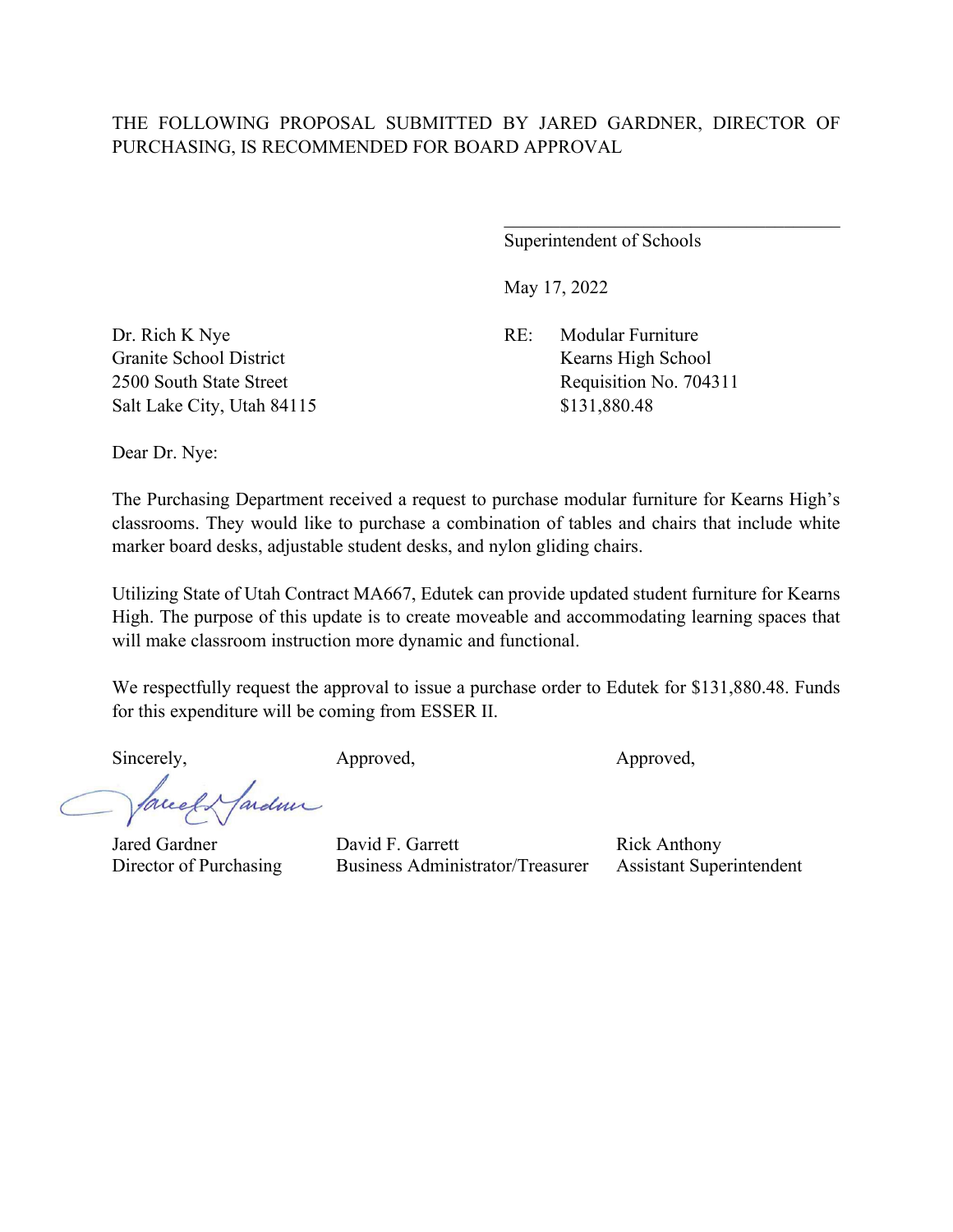THE FOLLOWING PROPOSAL SUBMITTED BY JARED GARDNER, DIRECTOR OF PURCHASING, IS RECOMMENDED FOR BOARD APPROVAL

\_\_\_\_\_\_\_\_\_\_\_\_\_\_\_\_\_\_\_\_\_\_\_\_\_\_\_\_\_\_\_\_\_\_\_\_
Superintendent of Schools

May 17, 2022

Dr. Rich K Nye
Granite School District
2500 South State Street
Salt Lake City, Utah 84115

RE: Modular Furniture
Kearns High School
Requisition No. 704311
$131,880.48

Dear Dr. Nye:

The Purchasing Department received a request to purchase modular furniture for Kearns High's classrooms. They would like to purchase a combination of tables and chairs that include white marker board desks, adjustable student desks, and nylon gliding chairs.

Utilizing State of Utah Contract MA667, Edutek can provide updated student furniture for Kearns High. The purpose of this update is to create moveable and accommodating learning spaces that will make classroom instruction more dynamic and functional.

We respectfully request the approval to issue a purchase order to Edutek for $131,880.48. Funds for this expenditure will be coming from ESSER II.

| Sincerely, | Approved, | Approved, |
|---|---|---|
| Jared Gardner | David F. Garrett | Rick Anthony |
| Director of Purchasing | Business Administrator/Treasurer | Assistant Superintendent |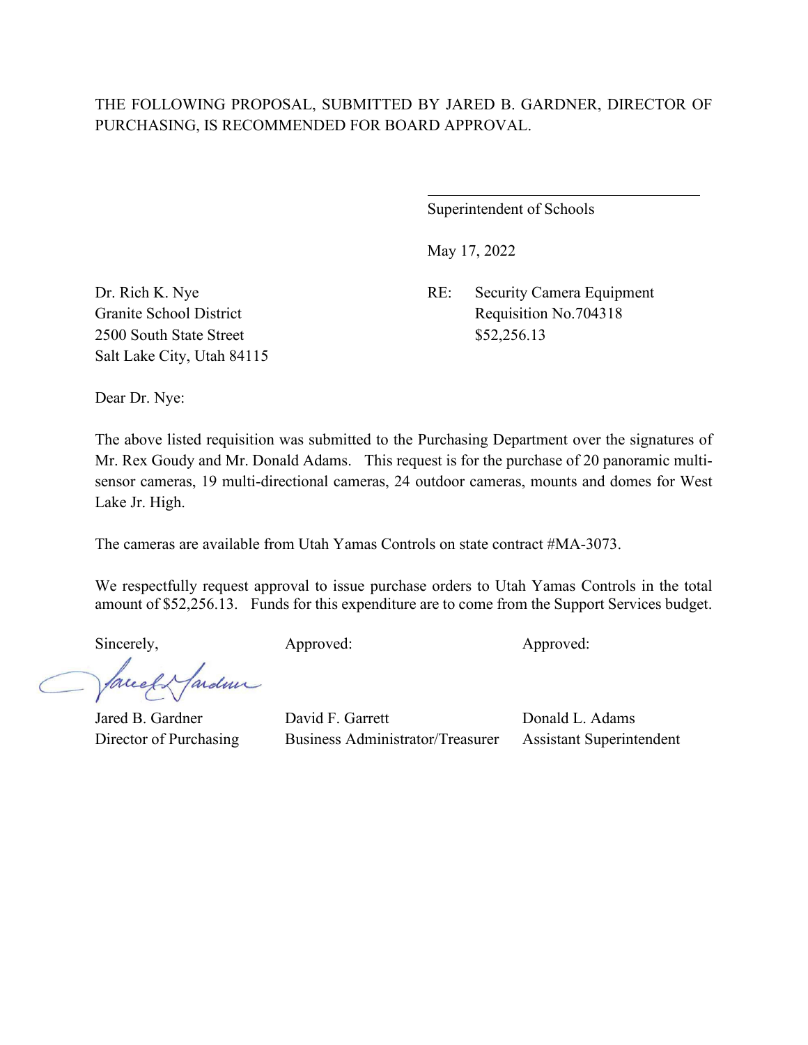THE FOLLOWING PROPOSAL, SUBMITTED BY JARED B. GARDNER, DIRECTOR OF PURCHASING, IS RECOMMENDED FOR BOARD APPROVAL.

\_\_\_\_\_\_\_\_\_\_\_\_\_\_\_\_\_\_\_\_\_\_\_\_\_\_\_\_\_\_\_\_\_\_\_\_
Superintendent of Schools

May 17, 2022

Dr. Rich K. Nye
Granite School District
2500 South State Street
Salt Lake City, Utah 84115

RE: Security Camera Equipment
Requisition No.704318
$52,256.13

Dear Dr. Nye:

The above listed requisition was submitted to the Purchasing Department over the signatures of Mr. Rex Goudy and Mr. Donald Adams. This request is for the purchase of 20 panoramic multi-sensor cameras, 19 multi-directional cameras, 24 outdoor cameras, mounts and domes for West Lake Jr. High.

The cameras are available from Utah Yamas Controls on state contract #MA-3073.

We respectfully request approval to issue purchase orders to Utah Yamas Controls in the total amount of $52,256.13. Funds for this expenditure are to come from the Support Services budget.

| Sincerely, | Approved: | Approved: |
|---|---|---|
| Jared B. Gardner | David F. Garrett | Donald L. Adams |
| Director of Purchasing | Business Administrator/Treasurer | Assistant Superintendent |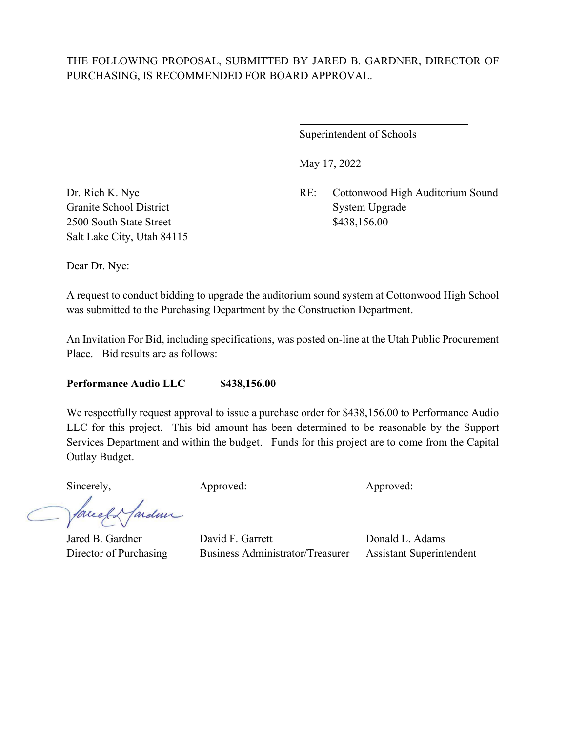THE FOLLOWING PROPOSAL, SUBMITTED BY JARED B. GARDNER, DIRECTOR OF PURCHASING, IS RECOMMENDED FOR BOARD APPROVAL.

\_\_\_\_\_\_\_\_\_\_\_\_\_\_\_\_\_\_\_\_\_\_\_\_\_\_\_\_\_\_

Superintendent of Schools

May 17, 2022

Dr. Rich K. Nye
Granite School District
2500 South State Street
Salt Lake City, Utah 84115

RE: Cottonwood High Auditorium Sound System Upgrade
$438,156.00

Dear Dr. Nye:

A request to conduct bidding to upgrade the auditorium sound system at Cottonwood High School was submitted to the Purchasing Department by the Construction Department.

An Invitation For Bid, including specifications, was posted on-line at the Utah Public Procurement Place. Bid results are as follows:

**Performance Audio LLC $438,156.00**

We respectfully request approval to issue a purchase order for $438,156.00 to Performance Audio LLC for this project. This bid amount has been determined to be reasonable by the Support Services Department and within the budget. Funds for this project are to come from the Capital Outlay Budget.

| Sincerely, | Approved: | Approved: |
| --- | --- | --- |
| Jared B. Gardner | David F. Garrett | Donald L. Adams |
| Director of Purchasing | Business Administrator/Treasurer | Assistant Superintendent |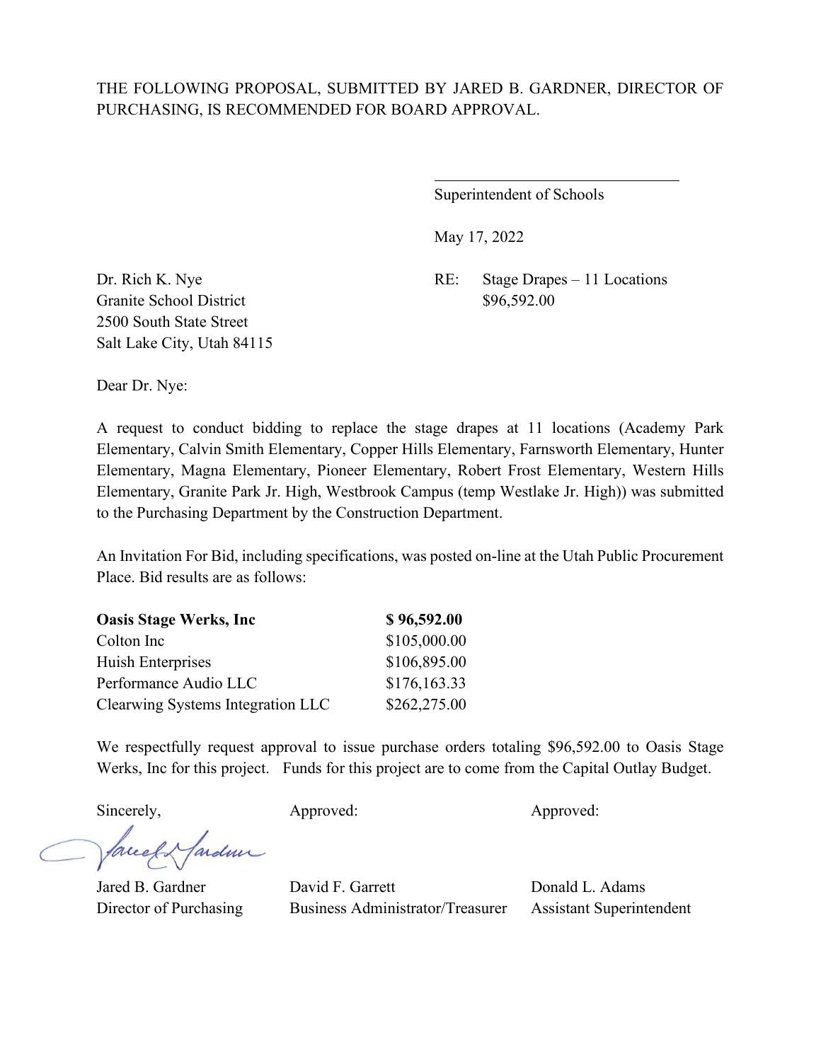THE FOLLOWING PROPOSAL, SUBMITTED BY JARED B. GARDNER, DIRECTOR OF PURCHASING, IS RECOMMENDED FOR BOARD APPROVAL.

\_\_\_\_\_\_\_\_\_\_\_\_\_\_\_\_\_\_\_\_\_\_\_\_\_\_\_\_\_\_\_\_

Superintendent of Schools

May 17, 2022

Dr. Rich K. Nye
Granite School District
2500 South State Street
Salt Lake City, Utah 84115

RE: Stage Drapes – 11 Locations
$96,592.00

Dear Dr. Nye:

A request to conduct bidding to replace the stage drapes at 11 locations (Academy Park Elementary, Calvin Smith Elementary, Copper Hills Elementary, Farnsworth Elementary, Hunter Elementary, Magna Elementary, Pioneer Elementary, Robert Frost Elementary, Western Hills Elementary, Granite Park Jr. High, Westbrook Campus (temp Westlake Jr. High)) was submitted to the Purchasing Department by the Construction Department.

An Invitation For Bid, including specifications, was posted on-line at the Utah Public Procurement Place. Bid results are as follows:

| | |
|---|---|
| **Oasis Stage Werks, Inc** | **$ 96,592.00** |
| Colton Inc | $105,000.00 |
| Huish Enterprises | $106,895.00 |
| Performance Audio LLC | $176,163.33 |
| Clearwing Systems Integration LLC | $262,275.00 |

We respectfully request approval to issue purchase orders totaling $96,592.00 to Oasis Stage Werks, Inc for this project. Funds for this project are to come from the Capital Outlay Budget.

Sincerely,

Jared B. Gardner
Director of Purchasing

Approved:

David F. Garrett
Business Administrator/Treasurer

Approved:

Donald L. Adams
Assistant Superintendent